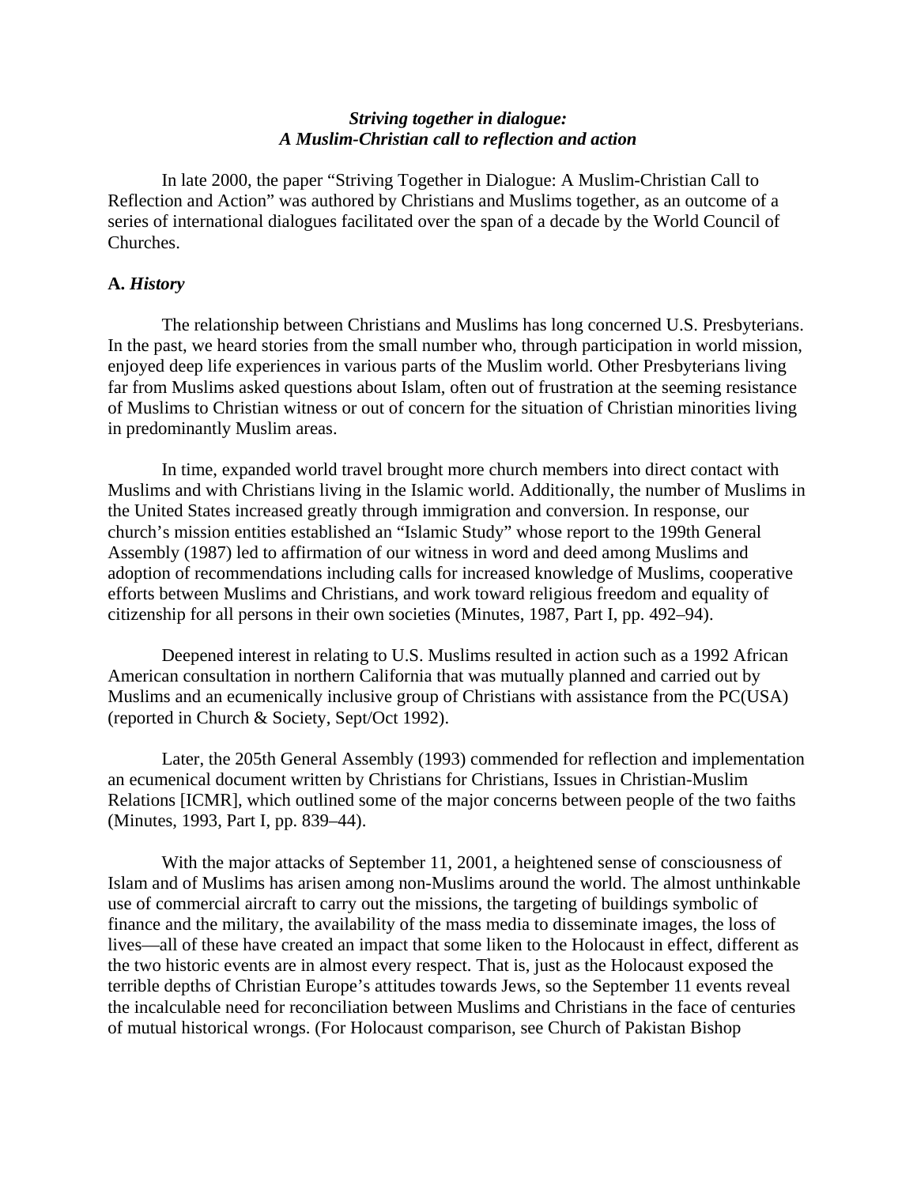***Striving together in dialogue:***
***A Muslim-Christian call to reflection and action***

In late 2000, the paper "Striving Together in Dialogue: A Muslim-Christian Call to Reflection and Action" was authored by Christians and Muslims together, as an outcome of a series of international dialogues facilitated over the span of a decade by the World Council of Churches.

**A.** ***History***

The relationship between Christians and Muslims has long concerned U.S. Presbyterians. In the past, we heard stories from the small number who, through participation in world mission, enjoyed deep life experiences in various parts of the Muslim world. Other Presbyterians living far from Muslims asked questions about Islam, often out of frustration at the seeming resistance of Muslims to Christian witness or out of concern for the situation of Christian minorities living in predominantly Muslim areas.

In time, expanded world travel brought more church members into direct contact with Muslims and with Christians living in the Islamic world. Additionally, the number of Muslims in the United States increased greatly through immigration and conversion. In response, our church's mission entities established an "Islamic Study" whose report to the 199th General Assembly (1987) led to affirmation of our witness in word and deed among Muslims and adoption of recommendations including calls for increased knowledge of Muslims, cooperative efforts between Muslims and Christians, and work toward religious freedom and equality of citizenship for all persons in their own societies (Minutes, 1987, Part I, pp. 492–94).

Deepened interest in relating to U.S. Muslims resulted in action such as a 1992 African American consultation in northern California that was mutually planned and carried out by Muslims and an ecumenically inclusive group of Christians with assistance from the PC(USA) (reported in Church & Society, Sept/Oct 1992).

Later, the 205th General Assembly (1993) commended for reflection and implementation an ecumenical document written by Christians for Christians, Issues in Christian-Muslim Relations [ICMR], which outlined some of the major concerns between people of the two faiths (Minutes, 1993, Part I, pp. 839–44).

With the major attacks of September 11, 2001, a heightened sense of consciousness of Islam and of Muslims has arisen among non-Muslims around the world. The almost unthinkable use of commercial aircraft to carry out the missions, the targeting of buildings symbolic of finance and the military, the availability of the mass media to disseminate images, the loss of lives—all of these have created an impact that some liken to the Holocaust in effect, different as the two historic events are in almost every respect. That is, just as the Holocaust exposed the terrible depths of Christian Europe's attitudes towards Jews, so the September 11 events reveal the incalculable need for reconciliation between Muslims and Christians in the face of centuries of mutual historical wrongs. (For Holocaust comparison, see Church of Pakistan Bishop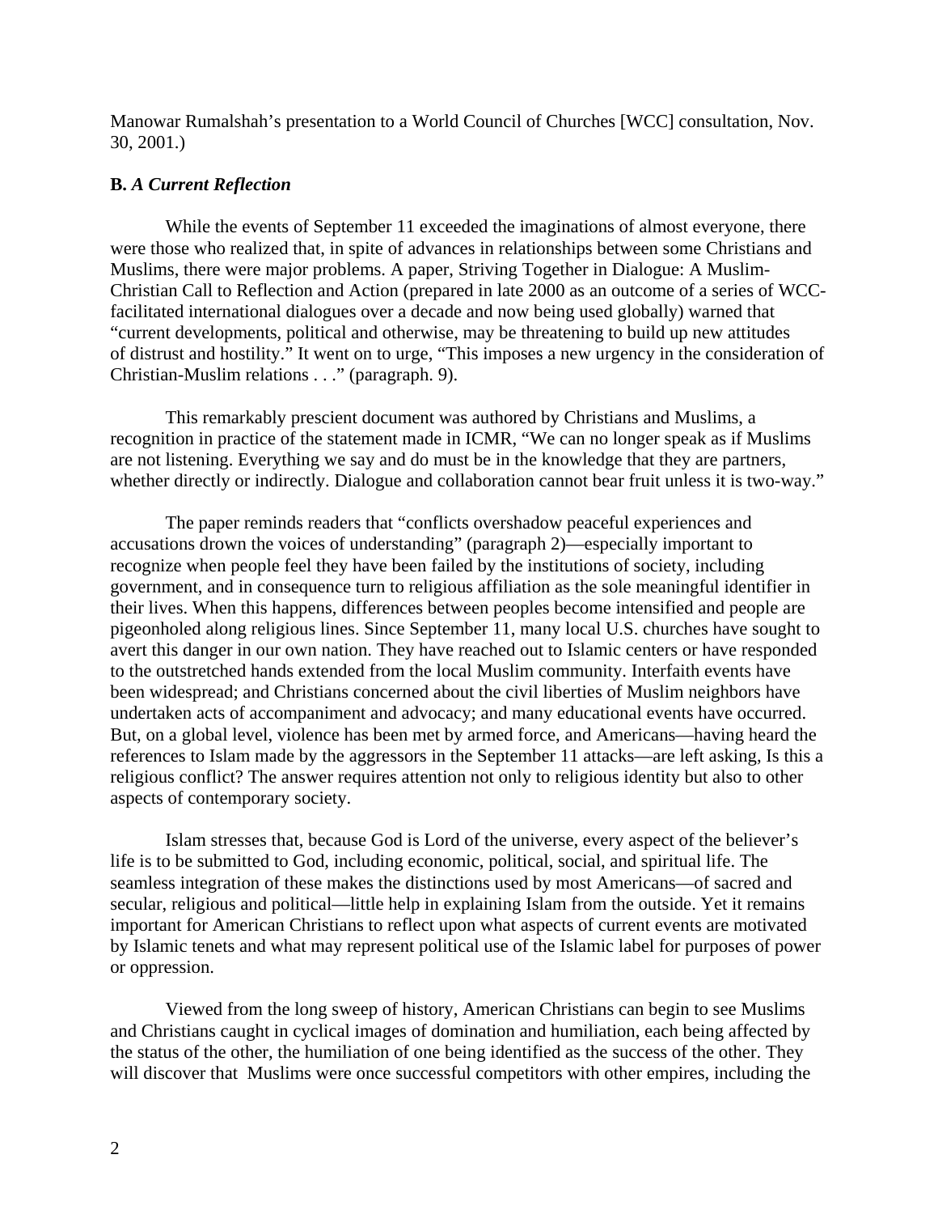Manowar Rumalshah's presentation to a World Council of Churches [WCC] consultation, Nov. 30, 2001.)

### B. *A Current Reflection*

While the events of September 11 exceeded the imaginations of almost everyone, there were those who realized that, in spite of advances in relationships between some Christians and Muslims, there were major problems. A paper, Striving Together in Dialogue: A Muslim-Christian Call to Reflection and Action (prepared in late 2000 as an outcome of a series of WCC-facilitated international dialogues over a decade and now being used globally) warned that "current developments, political and otherwise, may be threatening to build up new attitudes of distrust and hostility." It went on to urge, "This imposes a new urgency in the consideration of Christian-Muslim relations . . ." (paragraph. 9).

This remarkably prescient document was authored by Christians and Muslims, a recognition in practice of the statement made in ICMR, "We can no longer speak as if Muslims are not listening. Everything we say and do must be in the knowledge that they are partners, whether directly or indirectly. Dialogue and collaboration cannot bear fruit unless it is two-way."

The paper reminds readers that "conflicts overshadow peaceful experiences and accusations drown the voices of understanding" (paragraph 2)—especially important to recognize when people feel they have been failed by the institutions of society, including government, and in consequence turn to religious affiliation as the sole meaningful identifier in their lives. When this happens, differences between peoples become intensified and people are pigeonholed along religious lines. Since September 11, many local U.S. churches have sought to avert this danger in our own nation. They have reached out to Islamic centers or have responded to the outstretched hands extended from the local Muslim community. Interfaith events have been widespread; and Christians concerned about the civil liberties of Muslim neighbors have undertaken acts of accompaniment and advocacy; and many educational events have occurred. But, on a global level, violence has been met by armed force, and Americans—having heard the references to Islam made by the aggressors in the September 11 attacks—are left asking, Is this a religious conflict? The answer requires attention not only to religious identity but also to other aspects of contemporary society.

Islam stresses that, because God is Lord of the universe, every aspect of the believer's life is to be submitted to God, including economic, political, social, and spiritual life. The seamless integration of these makes the distinctions used by most Americans—of sacred and secular, religious and political—little help in explaining Islam from the outside. Yet it remains important for American Christians to reflect upon what aspects of current events are motivated by Islamic tenets and what may represent political use of the Islamic label for purposes of power or oppression.

Viewed from the long sweep of history, American Christians can begin to see Muslims and Christians caught in cyclical images of domination and humiliation, each being affected by the status of the other, the humiliation of one being identified as the success of the other. They will discover that Muslims were once successful competitors with other empires, including the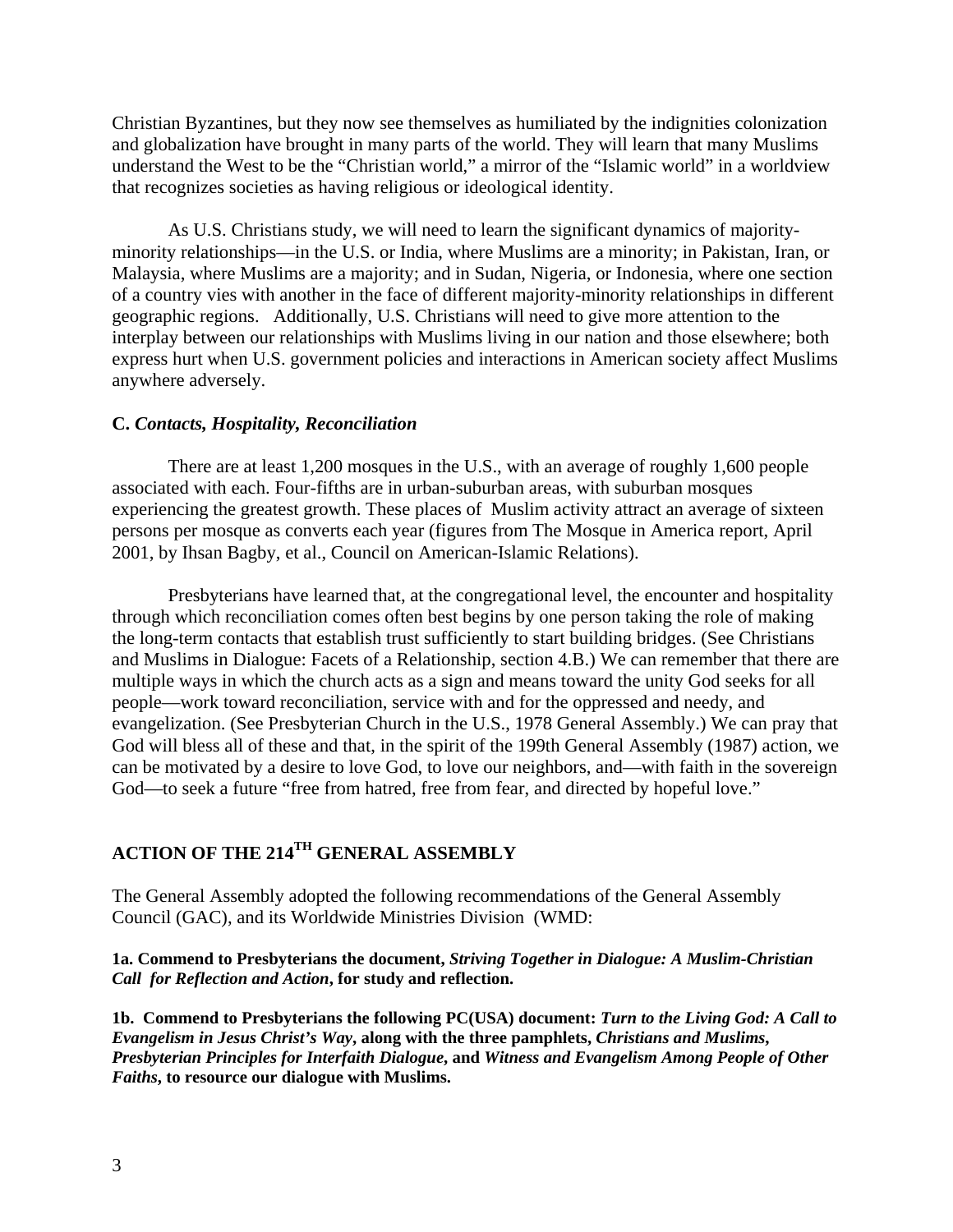Christian Byzantines, but they now see themselves as humiliated by the indignities colonization and globalization have brought in many parts of the world. They will learn that many Muslims understand the West to be the "Christian world," a mirror of the "Islamic world" in a worldview that recognizes societies as having religious or ideological identity.

As U.S. Christians study, we will need to learn the significant dynamics of majority-minority relationships—in the U.S. or India, where Muslims are a minority; in Pakistan, Iran, or Malaysia, where Muslims are a majority; and in Sudan, Nigeria, or Indonesia, where one section of a country vies with another in the face of different majority-minority relationships in different geographic regions. Additionally, U.S. Christians will need to give more attention to the interplay between our relationships with Muslims living in our nation and those elsewhere; both express hurt when U.S. government policies and interactions in American society affect Muslims anywhere adversely.

### C. *Contacts, Hospitality, Reconciliation*

There are at least 1,200 mosques in the U.S., with an average of roughly 1,600 people associated with each. Four-fifths are in urban-suburban areas, with suburban mosques experiencing the greatest growth. These places of Muslim activity attract an average of sixteen persons per mosque as converts each year (figures from The Mosque in America report, April 2001, by Ihsan Bagby, et al., Council on American-Islamic Relations).

Presbyterians have learned that, at the congregational level, the encounter and hospitality through which reconciliation comes often best begins by one person taking the role of making the long-term contacts that establish trust sufficiently to start building bridges. (See Christians and Muslims in Dialogue: Facets of a Relationship, section 4.B.) We can remember that there are multiple ways in which the church acts as a sign and means toward the unity God seeks for all people—work toward reconciliation, service with and for the oppressed and needy, and evangelization. (See Presbyterian Church in the U.S., 1978 General Assembly.) We can pray that God will bless all of these and that, in the spirit of the 199th General Assembly (1987) action, we can be motivated by a desire to love God, to love our neighbors, and—with faith in the sovereign God—to seek a future "free from hatred, free from fear, and directed by hopeful love."

## ACTION OF THE 214TH GENERAL ASSEMBLY

The General Assembly adopted the following recommendations of the General Assembly Council (GAC), and its Worldwide Ministries Division (WMD:

**1a. Commend to Presbyterians the document, *Striving Together in Dialogue: A Muslim-Christian Call for Reflection and Action*, for study and reflection.**

**1b. Commend to Presbyterians the following PC(USA) document: *Turn to the Living God: A Call to Evangelism in Jesus Christ's Way*, along with the three pamphlets, *Christians and Muslims*, *Presbyterian Principles for Interfaith Dialogue*, and *Witness and Evangelism Among People of Other Faiths*, to resource our dialogue with Muslims.**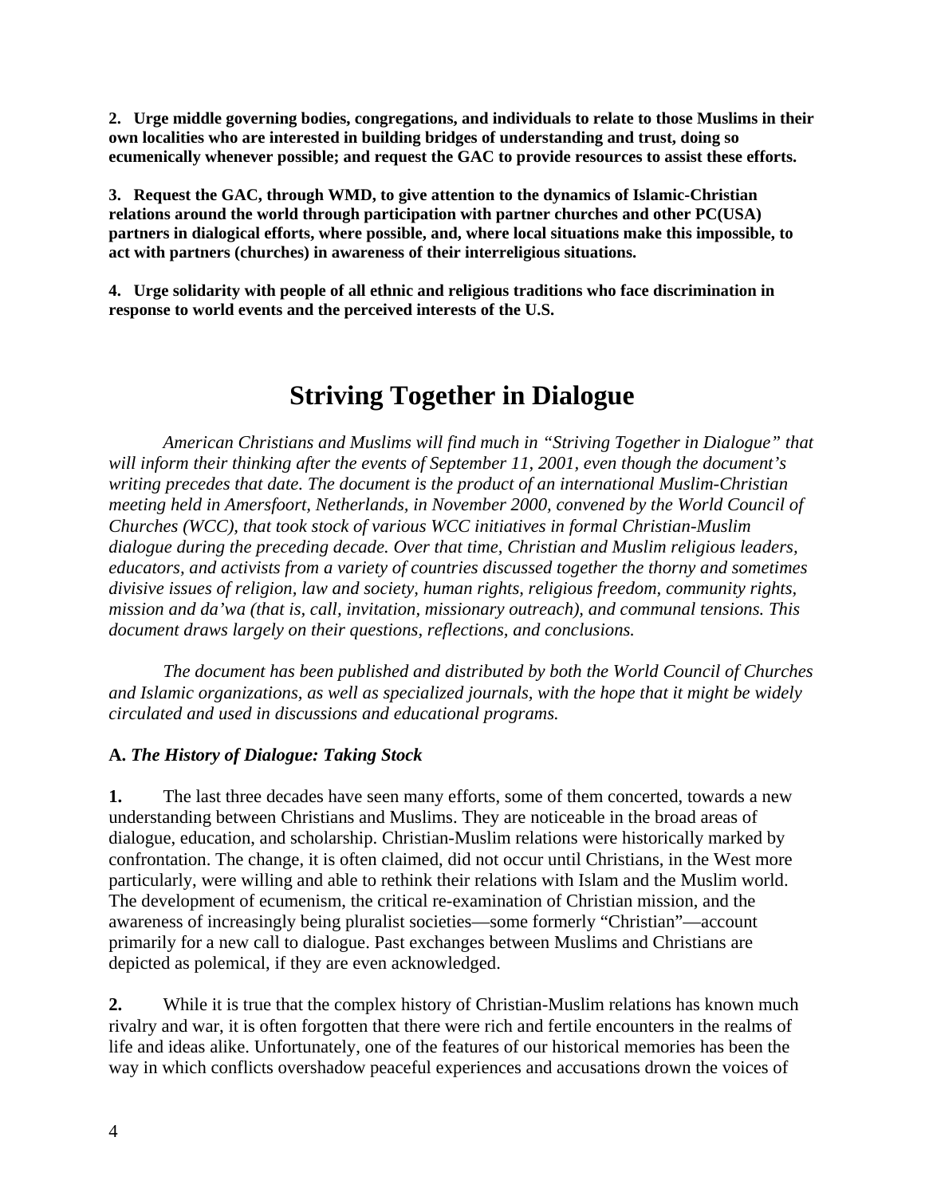**2. Urge middle governing bodies, congregations, and individuals to relate to those Muslims in their own localities who are interested in building bridges of understanding and trust, doing so ecumenically whenever possible; and request the GAC to provide resources to assist these efforts.**

**3. Request the GAC, through WMD, to give attention to the dynamics of Islamic-Christian relations around the world through participation with partner churches and other PC(USA) partners in dialogical efforts, where possible, and, where local situations make this impossible, to act with partners (churches) in awareness of their interreligious situations.**

**4. Urge solidarity with people of all ethnic and religious traditions who face discrimination in response to world events and the perceived interests of the U.S.**

# Striving Together in Dialogue

*American Christians and Muslims will find much in "Striving Together in Dialogue" that will inform their thinking after the events of September 11, 2001, even though the document's writing precedes that date. The document is the product of an international Muslim-Christian meeting held in Amersfoort, Netherlands, in November 2000, convened by the World Council of Churches (WCC), that took stock of various WCC initiatives in formal Christian-Muslim dialogue during the preceding decade. Over that time, Christian and Muslim religious leaders, educators, and activists from a variety of countries discussed together the thorny and sometimes divisive issues of religion, law and society, human rights, religious freedom, community rights, mission and da'wa (that is, call, invitation, missionary outreach), and communal tensions. This document draws largely on their questions, reflections, and conclusions.*

*The document has been published and distributed by both the World Council of Churches and Islamic organizations, as well as specialized journals, with the hope that it might be widely circulated and used in discussions and educational programs.*

## A. *The History of Dialogue: Taking Stock*

**1.** The last three decades have seen many efforts, some of them concerted, towards a new understanding between Christians and Muslims. They are noticeable in the broad areas of dialogue, education, and scholarship. Christian-Muslim relations were historically marked by confrontation. The change, it is often claimed, did not occur until Christians, in the West more particularly, were willing and able to rethink their relations with Islam and the Muslim world. The development of ecumenism, the critical re-examination of Christian mission, and the awareness of increasingly being pluralist societies—some formerly "Christian"—account primarily for a new call to dialogue. Past exchanges between Muslims and Christians are depicted as polemical, if they are even acknowledged.

**2.** While it is true that the complex history of Christian-Muslim relations has known much rivalry and war, it is often forgotten that there were rich and fertile encounters in the realms of life and ideas alike. Unfortunately, one of the features of our historical memories has been the way in which conflicts overshadow peaceful experiences and accusations drown the voices of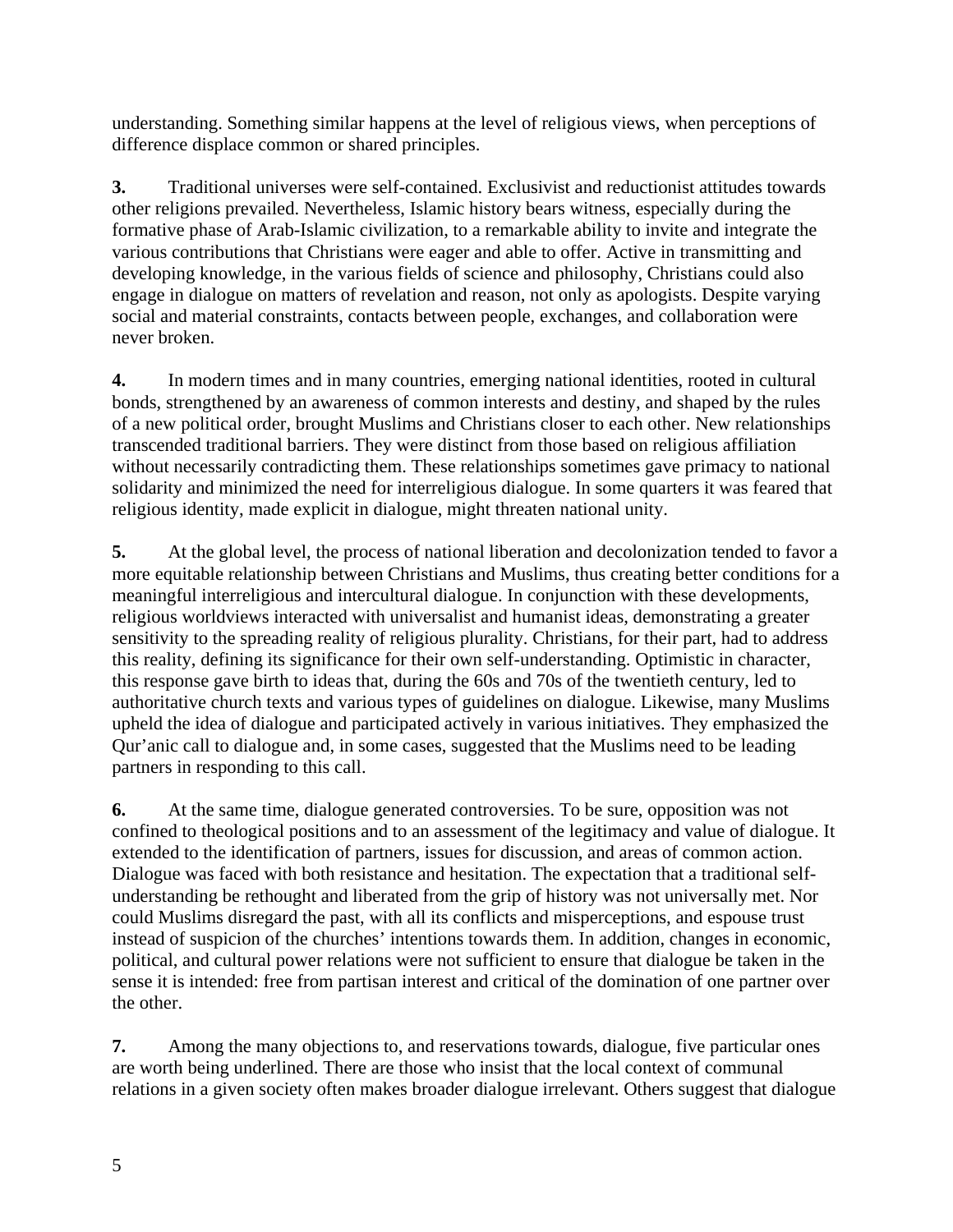understanding. Something similar happens at the level of religious views, when perceptions of difference displace common or shared principles.

**3.** Traditional universes were self-contained. Exclusivist and reductionist attitudes towards other religions prevailed. Nevertheless, Islamic history bears witness, especially during the formative phase of Arab-Islamic civilization, to a remarkable ability to invite and integrate the various contributions that Christians were eager and able to offer. Active in transmitting and developing knowledge, in the various fields of science and philosophy, Christians could also engage in dialogue on matters of revelation and reason, not only as apologists. Despite varying social and material constraints, contacts between people, exchanges, and collaboration were never broken.

**4.** In modern times and in many countries, emerging national identities, rooted in cultural bonds, strengthened by an awareness of common interests and destiny, and shaped by the rules of a new political order, brought Muslims and Christians closer to each other. New relationships transcended traditional barriers. They were distinct from those based on religious affiliation without necessarily contradicting them. These relationships sometimes gave primacy to national solidarity and minimized the need for interreligious dialogue. In some quarters it was feared that religious identity, made explicit in dialogue, might threaten national unity.

**5.** At the global level, the process of national liberation and decolonization tended to favor a more equitable relationship between Christians and Muslims, thus creating better conditions for a meaningful interreligious and intercultural dialogue. In conjunction with these developments, religious worldviews interacted with universalist and humanist ideas, demonstrating a greater sensitivity to the spreading reality of religious plurality. Christians, for their part, had to address this reality, defining its significance for their own self-understanding. Optimistic in character, this response gave birth to ideas that, during the 60s and 70s of the twentieth century, led to authoritative church texts and various types of guidelines on dialogue. Likewise, many Muslims upheld the idea of dialogue and participated actively in various initiatives. They emphasized the Qur'anic call to dialogue and, in some cases, suggested that the Muslims need to be leading partners in responding to this call.

**6.** At the same time, dialogue generated controversies. To be sure, opposition was not confined to theological positions and to an assessment of the legitimacy and value of dialogue. It extended to the identification of partners, issues for discussion, and areas of common action. Dialogue was faced with both resistance and hesitation. The expectation that a traditional self-understanding be rethought and liberated from the grip of history was not universally met. Nor could Muslims disregard the past, with all its conflicts and misperceptions, and espouse trust instead of suspicion of the churches' intentions towards them. In addition, changes in economic, political, and cultural power relations were not sufficient to ensure that dialogue be taken in the sense it is intended: free from partisan interest and critical of the domination of one partner over the other.

**7.** Among the many objections to, and reservations towards, dialogue, five particular ones are worth being underlined. There are those who insist that the local context of communal relations in a given society often makes broader dialogue irrelevant. Others suggest that dialogue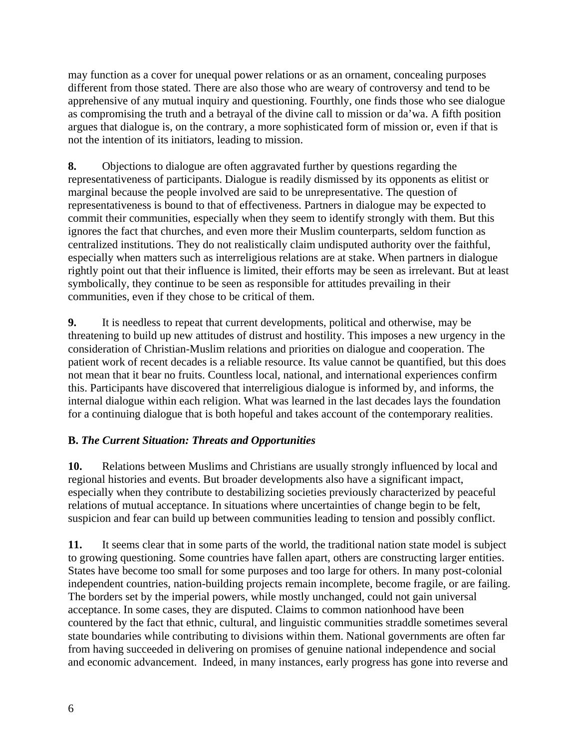may function as a cover for unequal power relations or as an ornament, concealing purposes different from those stated. There are also those who are weary of controversy and tend to be apprehensive of any mutual inquiry and questioning. Fourthly, one finds those who see dialogue as compromising the truth and a betrayal of the divine call to mission or da'wa. A fifth position argues that dialogue is, on the contrary, a more sophisticated form of mission or, even if that is not the intention of its initiators, leading to mission.

**8.** Objections to dialogue are often aggravated further by questions regarding the representativeness of participants. Dialogue is readily dismissed by its opponents as elitist or marginal because the people involved are said to be unrepresentative. The question of representativeness is bound to that of effectiveness. Partners in dialogue may be expected to commit their communities, especially when they seem to identify strongly with them. But this ignores the fact that churches, and even more their Muslim counterparts, seldom function as centralized institutions. They do not realistically claim undisputed authority over the faithful, especially when matters such as interreligious relations are at stake. When partners in dialogue rightly point out that their influence is limited, their efforts may be seen as irrelevant. But at least symbolically, they continue to be seen as responsible for attitudes prevailing in their communities, even if they chose to be critical of them.

**9.** It is needless to repeat that current developments, political and otherwise, may be threatening to build up new attitudes of distrust and hostility. This imposes a new urgency in the consideration of Christian-Muslim relations and priorities on dialogue and cooperation. The patient work of recent decades is a reliable resource. Its value cannot be quantified, but this does not mean that it bear no fruits. Countless local, national, and international experiences confirm this. Participants have discovered that interreligious dialogue is informed by, and informs, the internal dialogue within each religion. What was learned in the last decades lays the foundation for a continuing dialogue that is both hopeful and takes account of the contemporary realities.

### B. *The Current Situation: Threats and Opportunities*

**10.** Relations between Muslims and Christians are usually strongly influenced by local and regional histories and events. But broader developments also have a significant impact, especially when they contribute to destabilizing societies previously characterized by peaceful relations of mutual acceptance. In situations where uncertainties of change begin to be felt, suspicion and fear can build up between communities leading to tension and possibly conflict.

**11.** It seems clear that in some parts of the world, the traditional nation state model is subject to growing questioning. Some countries have fallen apart, others are constructing larger entities. States have become too small for some purposes and too large for others. In many post-colonial independent countries, nation-building projects remain incomplete, become fragile, or are failing. The borders set by the imperial powers, while mostly unchanged, could not gain universal acceptance. In some cases, they are disputed. Claims to common nationhood have been countered by the fact that ethnic, cultural, and linguistic communities straddle sometimes several state boundaries while contributing to divisions within them. National governments are often far from having succeeded in delivering on promises of genuine national independence and social and economic advancement. Indeed, in many instances, early progress has gone into reverse and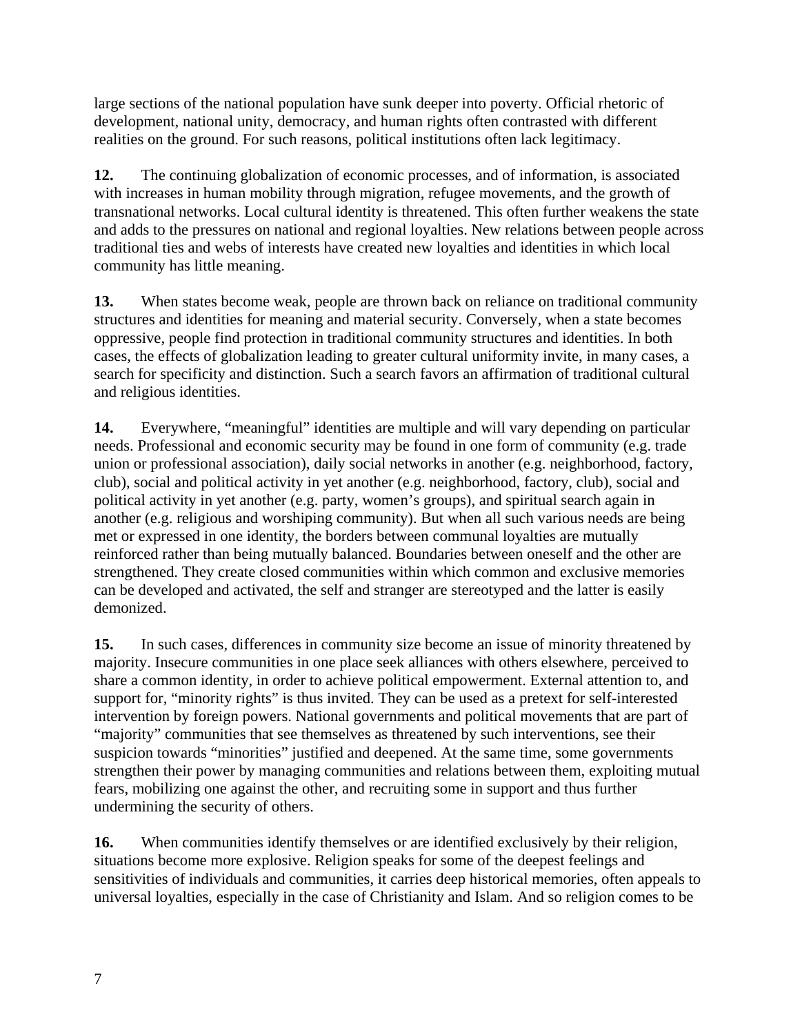large sections of the national population have sunk deeper into poverty. Official rhetoric of development, national unity, democracy, and human rights often contrasted with different realities on the ground. For such reasons, political institutions often lack legitimacy.

**12.** The continuing globalization of economic processes, and of information, is associated with increases in human mobility through migration, refugee movements, and the growth of transnational networks. Local cultural identity is threatened. This often further weakens the state and adds to the pressures on national and regional loyalties. New relations between people across traditional ties and webs of interests have created new loyalties and identities in which local community has little meaning.

**13.** When states become weak, people are thrown back on reliance on traditional community structures and identities for meaning and material security. Conversely, when a state becomes oppressive, people find protection in traditional community structures and identities. In both cases, the effects of globalization leading to greater cultural uniformity invite, in many cases, a search for specificity and distinction. Such a search favors an affirmation of traditional cultural and religious identities.

**14.** Everywhere, "meaningful" identities are multiple and will vary depending on particular needs. Professional and economic security may be found in one form of community (e.g. trade union or professional association), daily social networks in another (e.g. neighborhood, factory, club), social and political activity in yet another (e.g. neighborhood, factory, club), social and political activity in yet another (e.g. party, women's groups), and spiritual search again in another (e.g. religious and worshiping community). But when all such various needs are being met or expressed in one identity, the borders between communal loyalties are mutually reinforced rather than being mutually balanced. Boundaries between oneself and the other are strengthened. They create closed communities within which common and exclusive memories can be developed and activated, the self and stranger are stereotyped and the latter is easily demonized.

**15.** In such cases, differences in community size become an issue of minority threatened by majority. Insecure communities in one place seek alliances with others elsewhere, perceived to share a common identity, in order to achieve political empowerment. External attention to, and support for, "minority rights" is thus invited. They can be used as a pretext for self-interested intervention by foreign powers. National governments and political movements that are part of "majority" communities that see themselves as threatened by such interventions, see their suspicion towards "minorities" justified and deepened. At the same time, some governments strengthen their power by managing communities and relations between them, exploiting mutual fears, mobilizing one against the other, and recruiting some in support and thus further undermining the security of others.

**16.** When communities identify themselves or are identified exclusively by their religion, situations become more explosive. Religion speaks for some of the deepest feelings and sensitivities of individuals and communities, it carries deep historical memories, often appeals to universal loyalties, especially in the case of Christianity and Islam. And so religion comes to be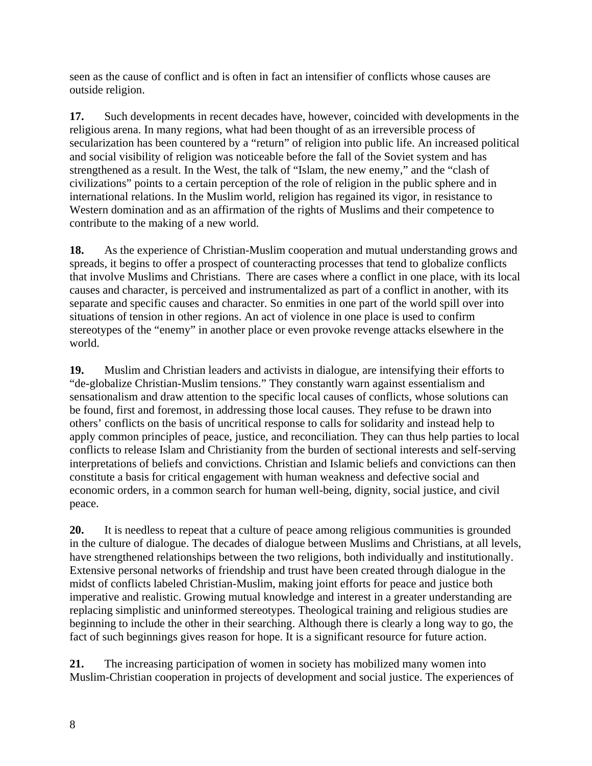seen as the cause of conflict and is often in fact an intensifier of conflicts whose causes are outside religion.

**17.** Such developments in recent decades have, however, coincided with developments in the religious arena. In many regions, what had been thought of as an irreversible process of secularization has been countered by a "return" of religion into public life. An increased political and social visibility of religion was noticeable before the fall of the Soviet system and has strengthened as a result. In the West, the talk of "Islam, the new enemy," and the "clash of civilizations" points to a certain perception of the role of religion in the public sphere and in international relations. In the Muslim world, religion has regained its vigor, in resistance to Western domination and as an affirmation of the rights of Muslims and their competence to contribute to the making of a new world.

**18.** As the experience of Christian-Muslim cooperation and mutual understanding grows and spreads, it begins to offer a prospect of counteracting processes that tend to globalize conflicts that involve Muslims and Christians. There are cases where a conflict in one place, with its local causes and character, is perceived and instrumentalized as part of a conflict in another, with its separate and specific causes and character. So enmities in one part of the world spill over into situations of tension in other regions. An act of violence in one place is used to confirm stereotypes of the "enemy" in another place or even provoke revenge attacks elsewhere in the world.

**19.** Muslim and Christian leaders and activists in dialogue, are intensifying their efforts to "de-globalize Christian-Muslim tensions." They constantly warn against essentialism and sensationalism and draw attention to the specific local causes of conflicts, whose solutions can be found, first and foremost, in addressing those local causes. They refuse to be drawn into others' conflicts on the basis of uncritical response to calls for solidarity and instead help to apply common principles of peace, justice, and reconciliation. They can thus help parties to local conflicts to release Islam and Christianity from the burden of sectional interests and self-serving interpretations of beliefs and convictions. Christian and Islamic beliefs and convictions can then constitute a basis for critical engagement with human weakness and defective social and economic orders, in a common search for human well-being, dignity, social justice, and civil peace.

**20.** It is needless to repeat that a culture of peace among religious communities is grounded in the culture of dialogue. The decades of dialogue between Muslims and Christians, at all levels, have strengthened relationships between the two religions, both individually and institutionally. Extensive personal networks of friendship and trust have been created through dialogue in the midst of conflicts labeled Christian-Muslim, making joint efforts for peace and justice both imperative and realistic. Growing mutual knowledge and interest in a greater understanding are replacing simplistic and uninformed stereotypes. Theological training and religious studies are beginning to include the other in their searching. Although there is clearly a long way to go, the fact of such beginnings gives reason for hope. It is a significant resource for future action.

**21.** The increasing participation of women in society has mobilized many women into Muslim-Christian cooperation in projects of development and social justice. The experiences of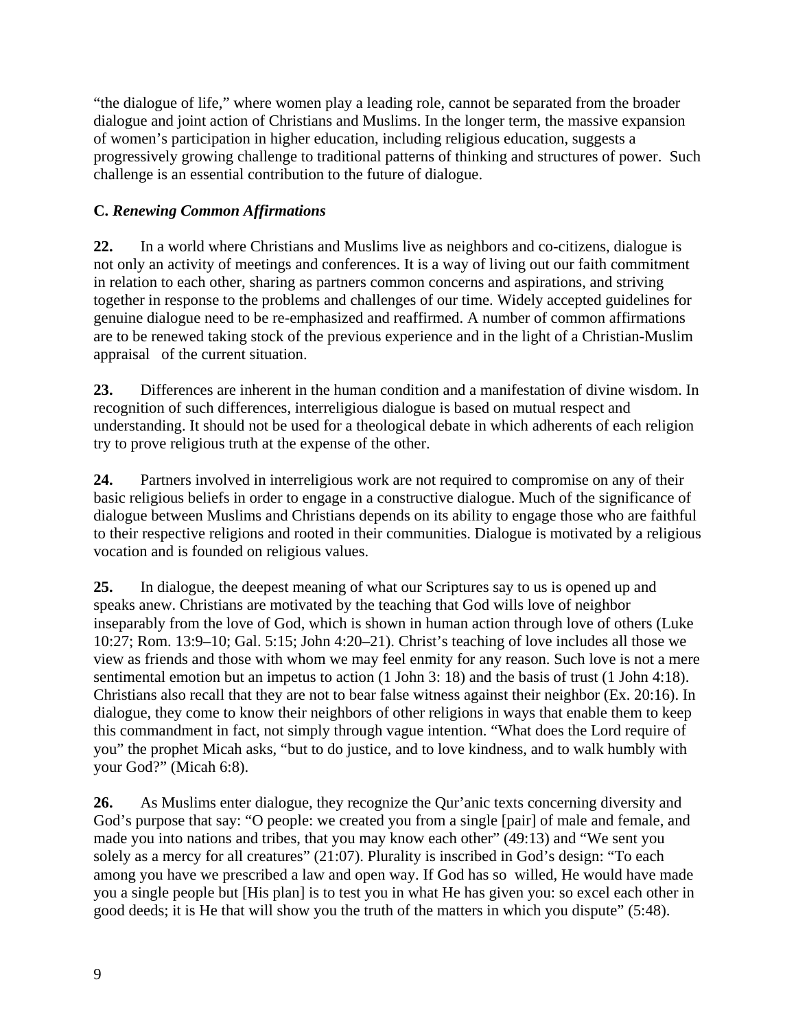"the dialogue of life," where women play a leading role, cannot be separated from the broader dialogue and joint action of Christians and Muslims. In the longer term, the massive expansion of women's participation in higher education, including religious education, suggests a progressively growing challenge to traditional patterns of thinking and structures of power. Such challenge is an essential contribution to the future of dialogue.

### C. *Renewing Common Affirmations*

**22.** In a world where Christians and Muslims live as neighbors and co-citizens, dialogue is not only an activity of meetings and conferences. It is a way of living out our faith commitment in relation to each other, sharing as partners common concerns and aspirations, and striving together in response to the problems and challenges of our time. Widely accepted guidelines for genuine dialogue need to be re-emphasized and reaffirmed. A number of common affirmations are to be renewed taking stock of the previous experience and in the light of a Christian-Muslim appraisal of the current situation.

**23.** Differences are inherent in the human condition and a manifestation of divine wisdom. In recognition of such differences, interreligious dialogue is based on mutual respect and understanding. It should not be used for a theological debate in which adherents of each religion try to prove religious truth at the expense of the other.

**24.** Partners involved in interreligious work are not required to compromise on any of their basic religious beliefs in order to engage in a constructive dialogue. Much of the significance of dialogue between Muslims and Christians depends on its ability to engage those who are faithful to their respective religions and rooted in their communities. Dialogue is motivated by a religious vocation and is founded on religious values.

**25.** In dialogue, the deepest meaning of what our Scriptures say to us is opened up and speaks anew. Christians are motivated by the teaching that God wills love of neighbor inseparably from the love of God, which is shown in human action through love of others (Luke 10:27; Rom. 13:9–10; Gal. 5:15; John 4:20–21). Christ's teaching of love includes all those we view as friends and those with whom we may feel enmity for any reason. Such love is not a mere sentimental emotion but an impetus to action (1 John 3: 18) and the basis of trust (1 John 4:18). Christians also recall that they are not to bear false witness against their neighbor (Ex. 20:16). In dialogue, they come to know their neighbors of other religions in ways that enable them to keep this commandment in fact, not simply through vague intention. "What does the Lord require of you" the prophet Micah asks, "but to do justice, and to love kindness, and to walk humbly with your God?" (Micah 6:8).

**26.** As Muslims enter dialogue, they recognize the Qur'anic texts concerning diversity and God's purpose that say: "O people: we created you from a single [pair] of male and female, and made you into nations and tribes, that you may know each other" (49:13) and "We sent you solely as a mercy for all creatures" (21:07). Plurality is inscribed in God's design: "To each among you have we prescribed a law and open way. If God has so willed, He would have made you a single people but [His plan] is to test you in what He has given you: so excel each other in good deeds; it is He that will show you the truth of the matters in which you dispute" (5:48).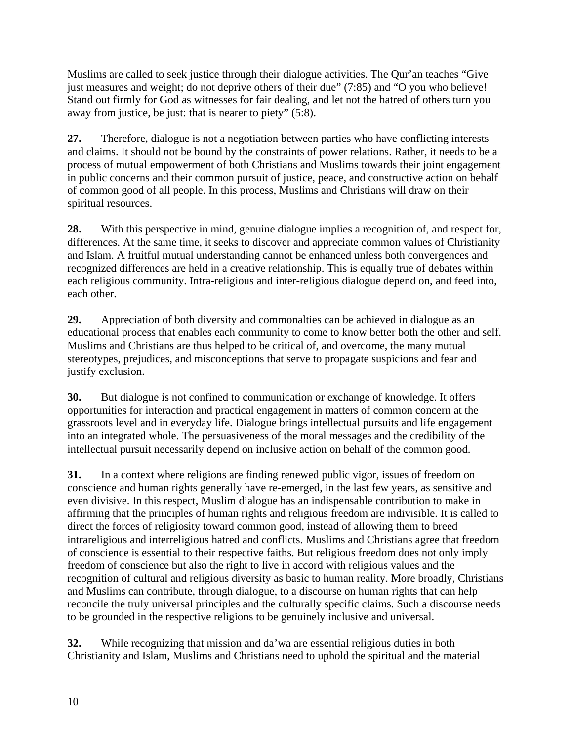Muslims are called to seek justice through their dialogue activities. The Qur'an teaches "Give just measures and weight; do not deprive others of their due" (7:85) and "O you who believe! Stand out firmly for God as witnesses for fair dealing, and let not the hatred of others turn you away from justice, be just: that is nearer to piety" (5:8).

**27.** Therefore, dialogue is not a negotiation between parties who have conflicting interests and claims. It should not be bound by the constraints of power relations. Rather, it needs to be a process of mutual empowerment of both Christians and Muslims towards their joint engagement in public concerns and their common pursuit of justice, peace, and constructive action on behalf of common good of all people. In this process, Muslims and Christians will draw on their spiritual resources.

**28.** With this perspective in mind, genuine dialogue implies a recognition of, and respect for, differences. At the same time, it seeks to discover and appreciate common values of Christianity and Islam. A fruitful mutual understanding cannot be enhanced unless both convergences and recognized differences are held in a creative relationship. This is equally true of debates within each religious community. Intra-religious and inter-religious dialogue depend on, and feed into, each other.

**29.** Appreciation of both diversity and commonalties can be achieved in dialogue as an educational process that enables each community to come to know better both the other and self. Muslims and Christians are thus helped to be critical of, and overcome, the many mutual stereotypes, prejudices, and misconceptions that serve to propagate suspicions and fear and justify exclusion.

**30.** But dialogue is not confined to communication or exchange of knowledge. It offers opportunities for interaction and practical engagement in matters of common concern at the grassroots level and in everyday life. Dialogue brings intellectual pursuits and life engagement into an integrated whole. The persuasiveness of the moral messages and the credibility of the intellectual pursuit necessarily depend on inclusive action on behalf of the common good.

**31.** In a context where religions are finding renewed public vigor, issues of freedom on conscience and human rights generally have re-emerged, in the last few years, as sensitive and even divisive. In this respect, Muslim dialogue has an indispensable contribution to make in affirming that the principles of human rights and religious freedom are indivisible. It is called to direct the forces of religiosity toward common good, instead of allowing them to breed intrareligious and interreligious hatred and conflicts. Muslims and Christians agree that freedom of conscience is essential to their respective faiths. But religious freedom does not only imply freedom of conscience but also the right to live in accord with religious values and the recognition of cultural and religious diversity as basic to human reality. More broadly, Christians and Muslims can contribute, through dialogue, to a discourse on human rights that can help reconcile the truly universal principles and the culturally specific claims. Such a discourse needs to be grounded in the respective religions to be genuinely inclusive and universal.

**32.** While recognizing that mission and da'wa are essential religious duties in both Christianity and Islam, Muslims and Christians need to uphold the spiritual and the material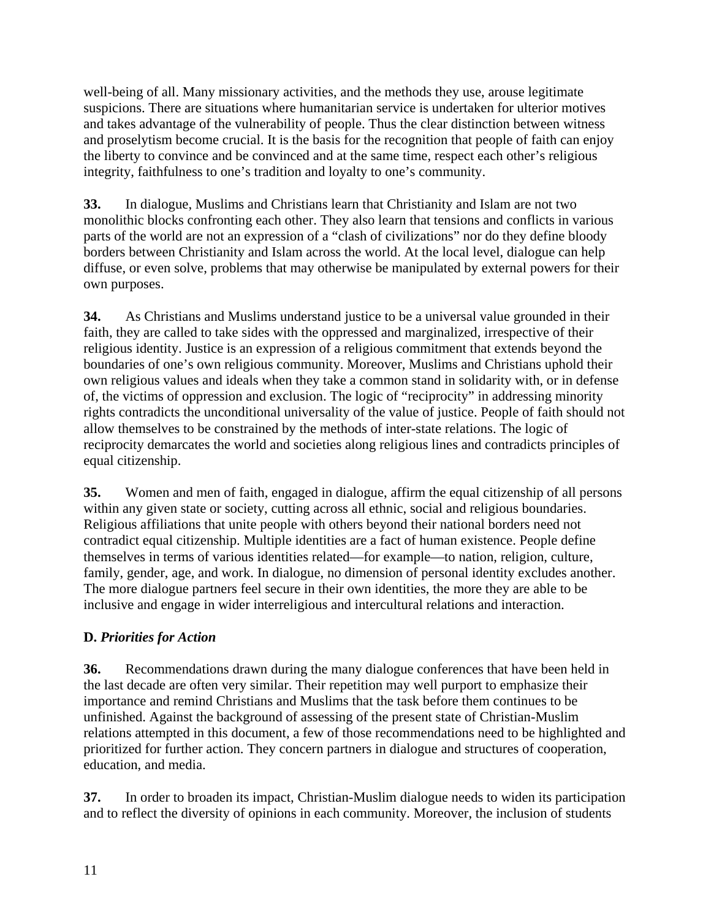well-being of all. Many missionary activities, and the methods they use, arouse legitimate suspicions. There are situations where humanitarian service is undertaken for ulterior motives and takes advantage of the vulnerability of people. Thus the clear distinction between witness and proselytism become crucial. It is the basis for the recognition that people of faith can enjoy the liberty to convince and be convinced and at the same time, respect each other's religious integrity, faithfulness to one's tradition and loyalty to one's community.

**33.** In dialogue, Muslims and Christians learn that Christianity and Islam are not two monolithic blocks confronting each other. They also learn that tensions and conflicts in various parts of the world are not an expression of a "clash of civilizations" nor do they define bloody borders between Christianity and Islam across the world. At the local level, dialogue can help diffuse, or even solve, problems that may otherwise be manipulated by external powers for their own purposes.

**34.** As Christians and Muslims understand justice to be a universal value grounded in their faith, they are called to take sides with the oppressed and marginalized, irrespective of their religious identity. Justice is an expression of a religious commitment that extends beyond the boundaries of one's own religious community. Moreover, Muslims and Christians uphold their own religious values and ideals when they take a common stand in solidarity with, or in defense of, the victims of oppression and exclusion. The logic of "reciprocity" in addressing minority rights contradicts the unconditional universality of the value of justice. People of faith should not allow themselves to be constrained by the methods of inter-state relations. The logic of reciprocity demarcates the world and societies along religious lines and contradicts principles of equal citizenship.

**35.** Women and men of faith, engaged in dialogue, affirm the equal citizenship of all persons within any given state or society, cutting across all ethnic, social and religious boundaries. Religious affiliations that unite people with others beyond their national borders need not contradict equal citizenship. Multiple identities are a fact of human existence. People define themselves in terms of various identities related—for example—to nation, religion, culture, family, gender, age, and work. In dialogue, no dimension of personal identity excludes another. The more dialogue partners feel secure in their own identities, the more they are able to be inclusive and engage in wider interreligious and intercultural relations and interaction.

### D. *Priorities for Action*

**36.** Recommendations drawn during the many dialogue conferences that have been held in the last decade are often very similar. Their repetition may well purport to emphasize their importance and remind Christians and Muslims that the task before them continues to be unfinished. Against the background of assessing of the present state of Christian-Muslim relations attempted in this document, a few of those recommendations need to be highlighted and prioritized for further action. They concern partners in dialogue and structures of cooperation, education, and media.

**37.** In order to broaden its impact, Christian-Muslim dialogue needs to widen its participation and to reflect the diversity of opinions in each community. Moreover, the inclusion of students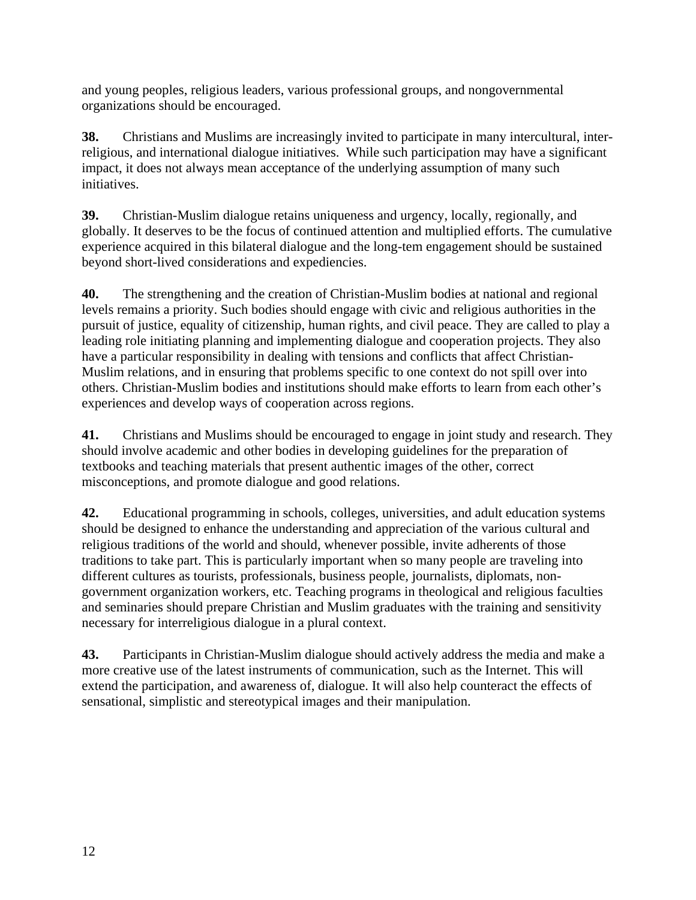and young peoples, religious leaders, various professional groups, and nongovernmental organizations should be encouraged.

**38.** Christians and Muslims are increasingly invited to participate in many intercultural, inter-religious, and international dialogue initiatives. While such participation may have a significant impact, it does not always mean acceptance of the underlying assumption of many such initiatives.

**39.** Christian-Muslim dialogue retains uniqueness and urgency, locally, regionally, and globally. It deserves to be the focus of continued attention and multiplied efforts. The cumulative experience acquired in this bilateral dialogue and the long-tem engagement should be sustained beyond short-lived considerations and expediencies.

**40.** The strengthening and the creation of Christian-Muslim bodies at national and regional levels remains a priority. Such bodies should engage with civic and religious authorities in the pursuit of justice, equality of citizenship, human rights, and civil peace. They are called to play a leading role initiating planning and implementing dialogue and cooperation projects. They also have a particular responsibility in dealing with tensions and conflicts that affect Christian-Muslim relations, and in ensuring that problems specific to one context do not spill over into others. Christian-Muslim bodies and institutions should make efforts to learn from each other's experiences and develop ways of cooperation across regions.

**41.** Christians and Muslims should be encouraged to engage in joint study and research. They should involve academic and other bodies in developing guidelines for the preparation of textbooks and teaching materials that present authentic images of the other, correct misconceptions, and promote dialogue and good relations.

**42.** Educational programming in schools, colleges, universities, and adult education systems should be designed to enhance the understanding and appreciation of the various cultural and religious traditions of the world and should, whenever possible, invite adherents of those traditions to take part. This is particularly important when so many people are traveling into different cultures as tourists, professionals, business people, journalists, diplomats, non-government organization workers, etc. Teaching programs in theological and religious faculties and seminaries should prepare Christian and Muslim graduates with the training and sensitivity necessary for interreligious dialogue in a plural context.

**43.** Participants in Christian-Muslim dialogue should actively address the media and make a more creative use of the latest instruments of communication, such as the Internet. This will extend the participation, and awareness of, dialogue. It will also help counteract the effects of sensational, simplistic and stereotypical images and their manipulation.